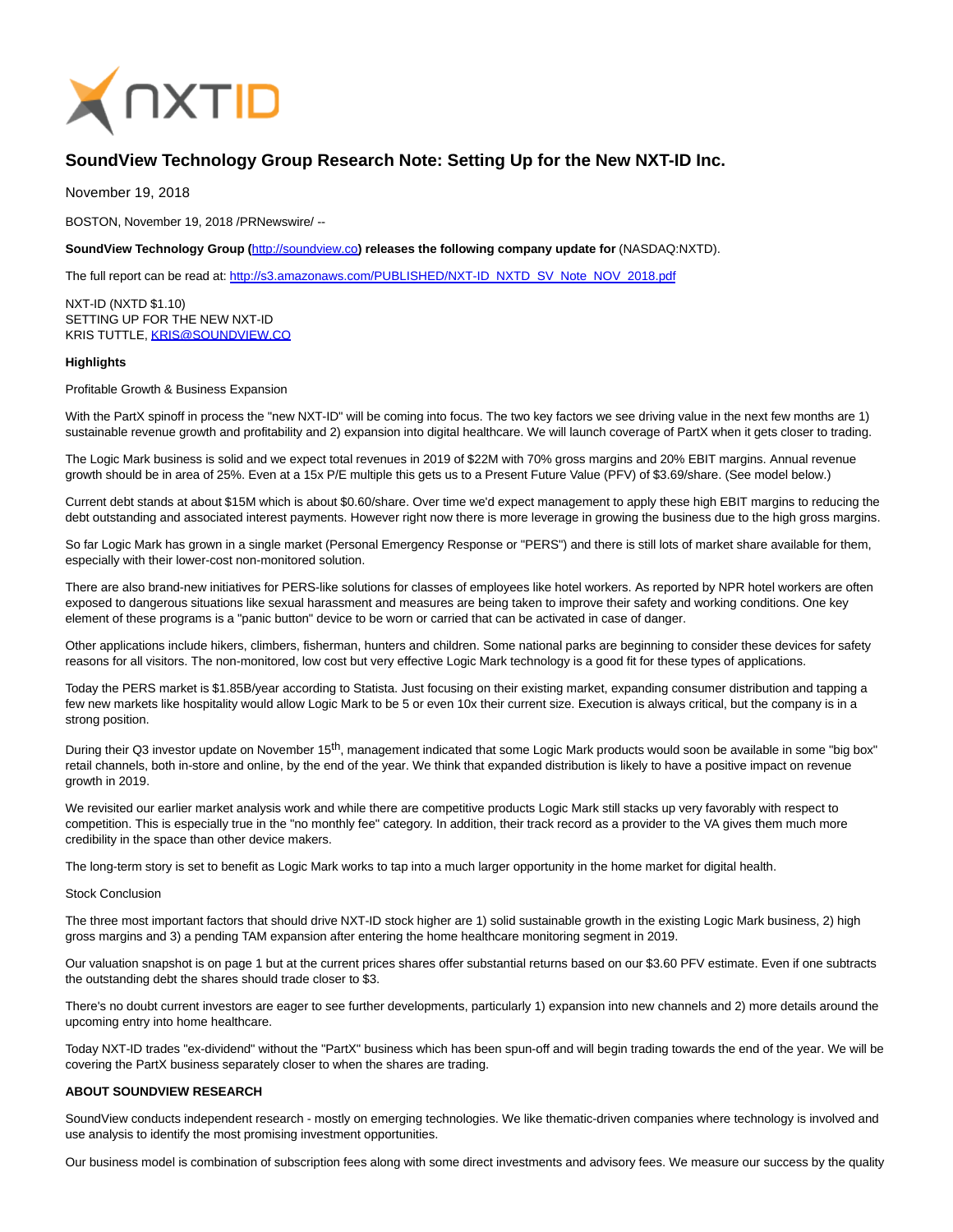# SoundView Technology Group Research Note: Setting Up for the New NXT-ID Inc.

November 19, 2018

BOSTON, November 19, 2018 /PRNewswire/ --

**SoundView Technology Group (http://soundview.co) releases the following company update for** (NASDAQ:NXTD).

The full report can be read at: http://s3.amazonaws.com/PUBLISHED/NXT-ID_NXTD_SV_Note_NOV_2018.pdf

NXT-ID (NXTD $1.10)
SETTING UP FOR THE NEW NXT-ID
KRIS TUTTLE, KRIS@SOUNDVIEW.CO

**Highlights**

Profitable Growth & Business Expansion

With the PartX spinoff in process the "new NXT-ID" will be coming into focus. The two key factors we see driving value in the next few months are 1) sustainable revenue growth and profitability and 2) expansion into digital healthcare. We will launch coverage of PartX when it gets closer to trading.

The Logic Mark business is solid and we expect total revenues in 2019 of $22M with 70% gross margins and 20% EBIT margins. Annual revenue growth should be in area of 25%. Even at a 15x P/E multiple this gets us to a Present Future Value (PFV) of $3.69/share. (See model below.)

Current debt stands at about $15M which is about $0.60/share. Over time we'd expect management to apply these high EBIT margins to reducing the debt outstanding and associated interest payments. However right now there is more leverage in growing the business due to the high gross margins.

So far Logic Mark has grown in a single market (Personal Emergency Response or "PERS") and there is still lots of market share available for them, especially with their lower-cost non-monitored solution.

There are also brand-new initiatives for PERS-like solutions for classes of employees like hotel workers. As reported by NPR hotel workers are often exposed to dangerous situations like sexual harassment and measures are being taken to improve their safety and working conditions. One key element of these programs is a "panic button" device to be worn or carried that can be activated in case of danger.

Other applications include hikers, climbers, fisherman, hunters and children. Some national parks are beginning to consider these devices for safety reasons for all visitors. The non-monitored, low cost but very effective Logic Mark technology is a good fit for these types of applications.

Today the PERS market is $1.85B/year according to Statista. Just focusing on their existing market, expanding consumer distribution and tapping a few new markets like hospitality would allow Logic Mark to be 5 or even 10x their current size. Execution is always critical, but the company is in a strong position.

During their Q3 investor update on November 15th, management indicated that some Logic Mark products would soon be available in some "big box" retail channels, both in-store and online, by the end of the year. We think that expanded distribution is likely to have a positive impact on revenue growth in 2019.

We revisited our earlier market analysis work and while there are competitive products Logic Mark still stacks up very favorably with respect to competition. This is especially true in the "no monthly fee" category. In addition, their track record as a provider to the VA gives them much more credibility in the space than other device makers.

The long-term story is set to benefit as Logic Mark works to tap into a much larger opportunity in the home market for digital health.

Stock Conclusion

The three most important factors that should drive NXT-ID stock higher are 1) solid sustainable growth in the existing Logic Mark business, 2) high gross margins and 3) a pending TAM expansion after entering the home healthcare monitoring segment in 2019.

Our valuation snapshot is on page 1 but at the current prices shares offer substantial returns based on our $3.60 PFV estimate. Even if one subtracts the outstanding debt the shares should trade closer to $3.

There's no doubt current investors are eager to see further developments, particularly 1) expansion into new channels and 2) more details around the upcoming entry into home healthcare.

Today NXT-ID trades "ex-dividend" without the "PartX" business which has been spun-off and will begin trading towards the end of the year. We will be covering the PartX business separately closer to when the shares are trading.

**ABOUT SOUNDVIEW RESEARCH**

SoundView conducts independent research - mostly on emerging technologies. We like thematic-driven companies where technology is involved and use analysis to identify the most promising investment opportunities.

Our business model is combination of subscription fees along with some direct investments and advisory fees. We measure our success by the quality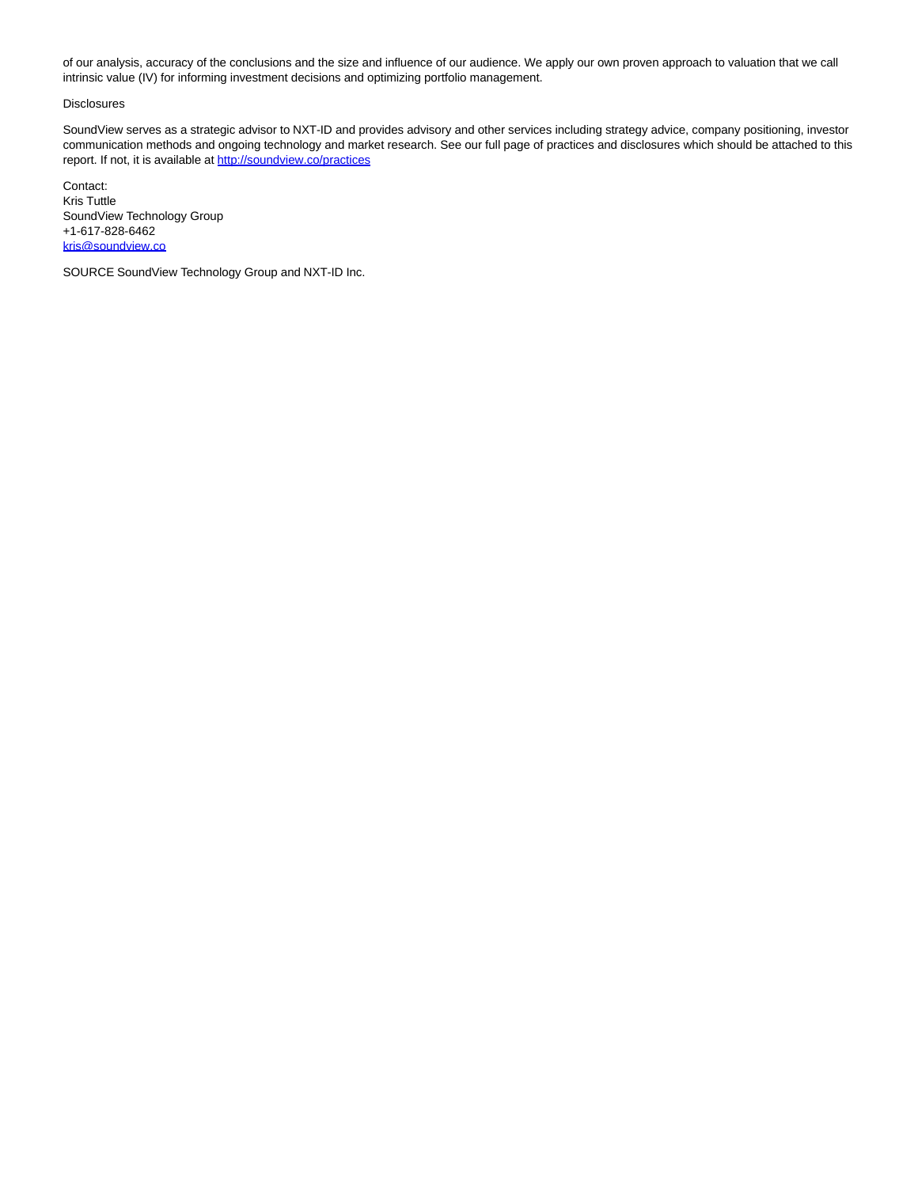of our analysis, accuracy of the conclusions and the size and influence of our audience. We apply our own proven approach to valuation that we call intrinsic value (IV) for informing investment decisions and optimizing portfolio management.

Disclosures

SoundView serves as a strategic advisor to NXT-ID and provides advisory and other services including strategy advice, company positioning, investor communication methods and ongoing technology and market research. See our full page of practices and disclosures which should be attached to this report. If not, it is available at [http://soundview.co/practices](http://soundview.co/practices)

Contact:
Kris Tuttle
SoundView Technology Group
+1-617-828-6462
[kris@soundview.co](mailto:kris@soundview.co)

SOURCE SoundView Technology Group and NXT-ID Inc.